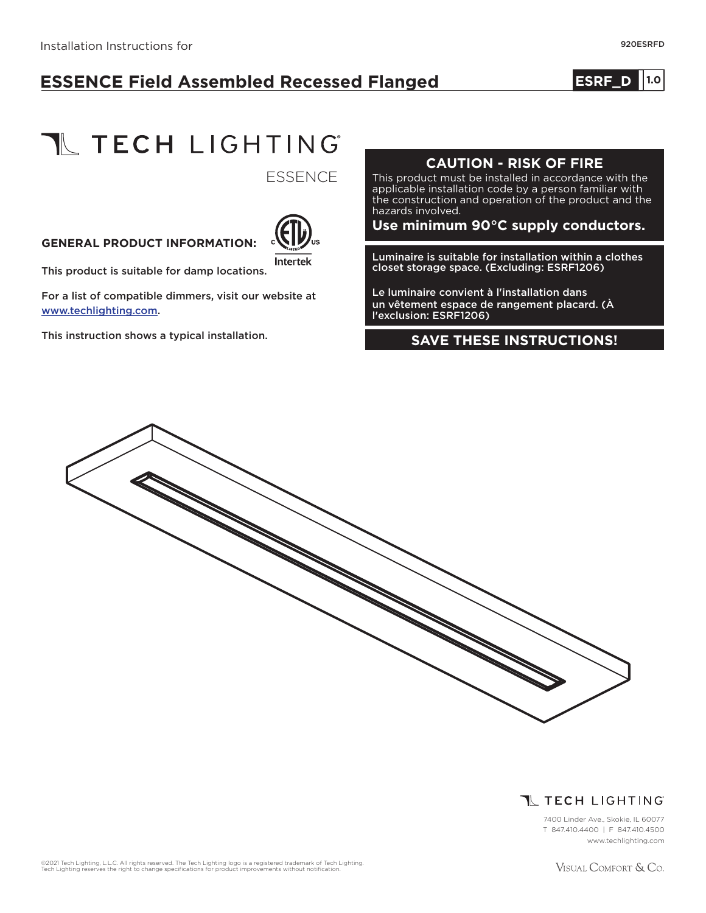Installation Instructions for

920ESRFD

# ESSENCE Field Assembled Recessed Flanged

**ESRF_D** 1.0

TECH LIGHTING

ESSENCE

**GENERAL PRODUCT INFORMATION:**

Intertek

This product is suitable for damp locations.

For a list of compatible dimmers, visit our website at www.techlighting.com.

This instruction shows a typical installation.

## CAUTION - RISK OF FIRE

This product must be installed in accordance with the applicable installation code by a person familiar with the construction and operation of the product and the hazards involved.

**Use minimum 90°C supply conductors.**

**Luminaire is suitable for installation within a clothes closet storage space. (Excluding: ESRF1206)**

**Le luminaire convient à l'installation dans un vêtement espace de rangement placard. (À l'exclusion: ESRF1206)**

## SAVE THESE INSTRUCTIONS!

TECH LIGHTING

7400 Linder Ave., Skokie, IL 60077
T 847.410.4400 | F 847.410.4500
www.techlighting.com

©2021 Tech Lighting, L.L.C. All rights reserved. The Tech Lighting logo is a registered trademark of Tech Lighting.
Tech Lighting reserves the right to change specifications for product improvements without notification.

Visual Comfort & Co.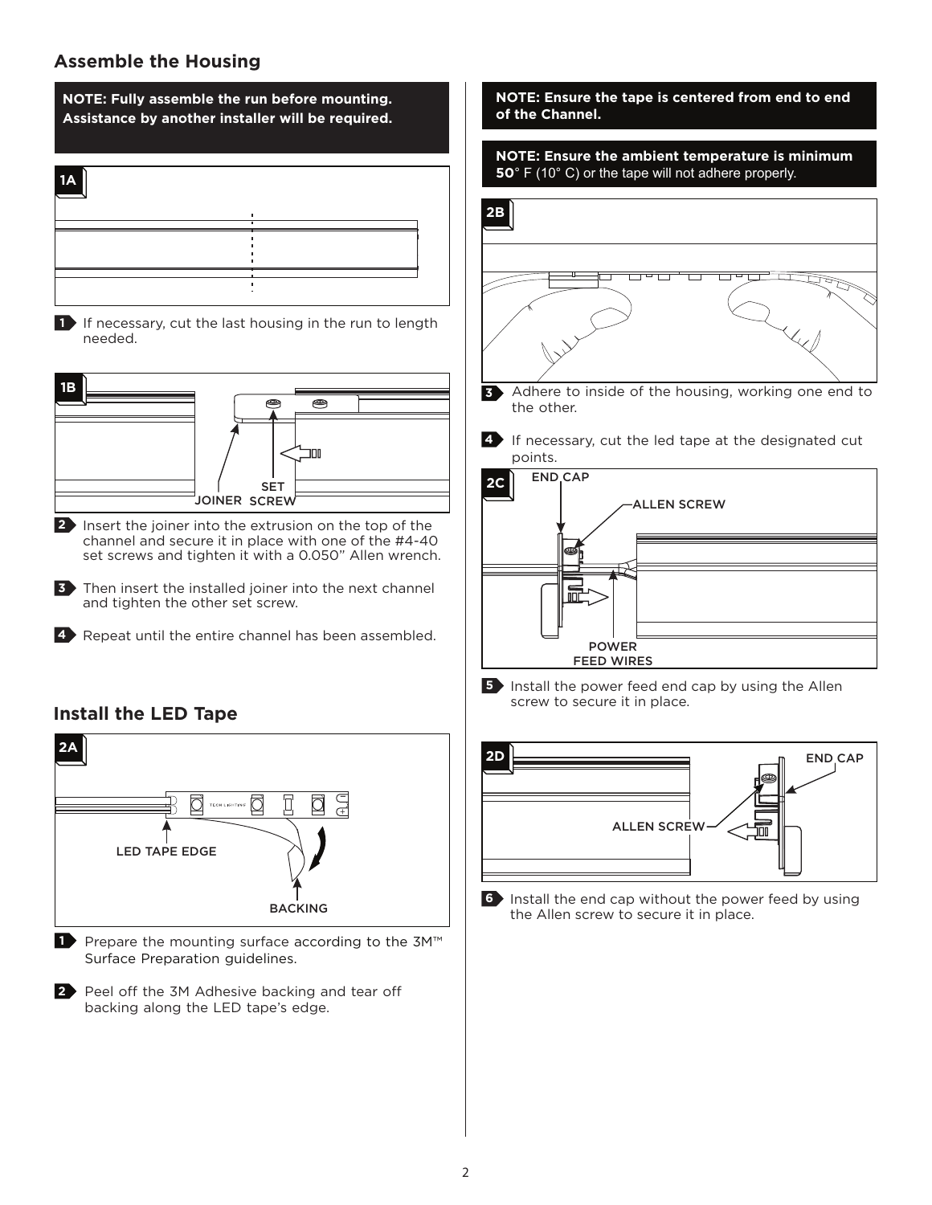## Assemble the Housing

**NOTE: Fully assemble the run before mounting. Assistance by another installer will be required.**

1A

1. If necessary, cut the last housing in the run to length needed.

1B

JOINER SET SCREW

2. Insert the joiner into the extrusion on the top of the channel and secure it in place with one of the #4-40 set screws and tighten it with a 0.050" Allen wrench.
3. Then insert the installed joiner into the next channel and tighten the other set screw.
4. Repeat until the entire channel has been assembled.

## Install the LED Tape

2A

LED TAPE EDGE

BACKING

1. Prepare the mounting surface according to the 3M™ Surface Preparation guidelines.
2. Peel off the 3M Adhesive backing and tear off backing along the LED tape's edge.

**NOTE: Ensure the tape is centered from end to end of the Channel.**

**NOTE: Ensure the ambient temperature is minimum 50**° F (10° C) or the tape will not adhere properly.

2B

3. Adhere to inside of the housing, working one end to the other.
4. If necessary, cut the led tape at the designated cut points.

2C

END CAP

ALLEN SCREW

POWER FEED WIRES

5. Install the power feed end cap by using the Allen screw to secure it in place.

2D

END CAP

ALLEN SCREW

6. Install the end cap without the power feed by using the Allen screw to secure it in place.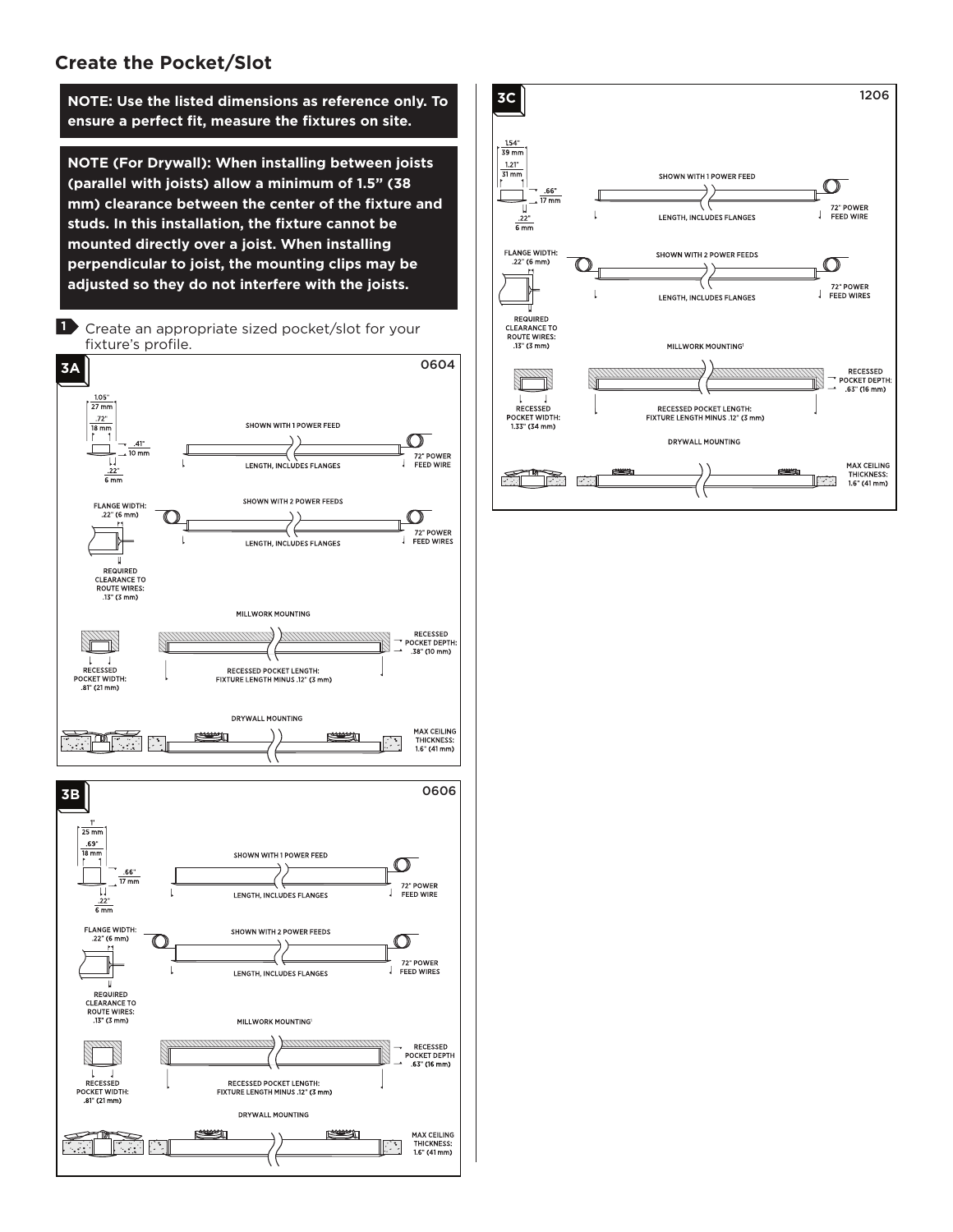## Create the Pocket/Slot

**NOTE: Use the listed dimensions as reference only. To ensure a perfect fit, measure the fixtures on site.**

**NOTE (For Drywall): When installing between joists (parallel with joists) allow a minimum of 1.5" (38 mm) clearance between the center of the fixture and studs. In this installation, the fixture cannot be mounted directly over a joist. When installing perpendicular to joist, the mounting clips may be adjusted so they do not interfere with the joists.**

**1** Create an appropriate sized pocket/slot for your fixture's profile.

**3A** 0604

1.05" 27 mm
.72" 18 mm
.41" 10 mm
.22" 6 mm

SHOWN WITH 1 POWER FEED
LENGTH, INCLUDES FLANGES
72" POWER FEED WIRE

FLANGE WIDTH: .22" (6 mm)

SHOWN WITH 2 POWER FEEDS
LENGTH, INCLUDES FLANGES
72" POWER FEED WIRES

REQUIRED CLEARANCE TO ROUTE WIRES: .13" (3 mm)

MILLWORK MOUNTING

RECESSED POCKET WIDTH: .81" (21 mm)
RECESSED POCKET LENGTH: FIXTURE LENGTH MINUS .12" (3 mm)
RECESSED POCKET DEPTH: .38" (10 mm)

DRYWALL MOUNTING

MAX CEILING THICKNESS: 1.6" (41 mm)

**3B** 0606

1" 25 mm
.69" 18 mm
.66" 17 mm
.22" 6 mm

SHOWN WITH 1 POWER FEED
LENGTH, INCLUDES FLANGES
72" POWER FEED WIRE

FLANGE WIDTH: .22" (6 mm)

SHOWN WITH 2 POWER FEEDS
LENGTH, INCLUDES FLANGES
72" POWER FEED WIRES

REQUIRED CLEARANCE TO ROUTE WIRES: .13" (3 mm)

MILLWORK MOUNTING[1]

RECESSED POCKET WIDTH: .81" (21 mm)
RECESSED POCKET LENGTH: FIXTURE LENGTH MINUS .12" (3 mm)
RECESSED POCKET DEPTH .63" (16 mm)

DRYWALL MOUNTING

MAX CEILING THICKNESS: 1.6" (41 mm)

**3C** 1206

1.54" 39 mm
1.21" 31 mm
.66" 17 mm
.22" 6 mm

SHOWN WITH 1 POWER FEED
LENGTH, INCLUDES FLANGES
72" POWER FEED WIRE

FLANGE WIDTH: .22" (6 mm)

SHOWN WITH 2 POWER FEEDS
LENGTH, INCLUDES FLANGES
72" POWER FEED WIRES

REQUIRED CLEARANCE TO ROUTE WIRES: .13" (3 mm)

MILLWORK MOUNTING[1]

RECESSED POCKET WIDTH: 1.33" (34 mm)
RECESSED POCKET LENGTH: FIXTURE LENGTH MINUS .12" (3 mm)
RECESSED POCKET DEPTH: .63" (16 mm)

DRYWALL MOUNTING

MAX CEILING THICKNESS: 1.6" (41 mm)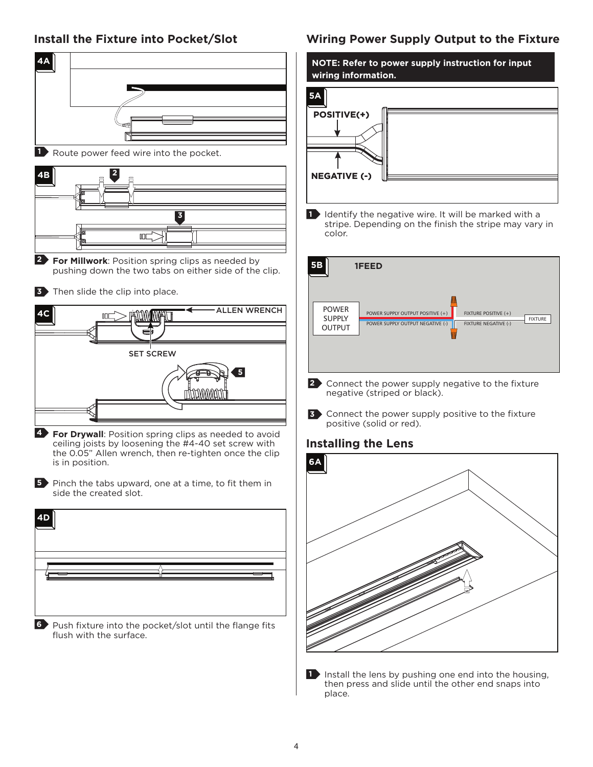## Install the Fixture into Pocket/Slot

4A

1 Route power feed wire into the pocket.

4B

2 **For Millwork**: Position spring clips as needed by pushing down the two tabs on either side of the clip.

3 Then slide the clip into place.

4C

ALLEN WRENCH

SET SCREW

4 **For Drywall**: Position spring clips as needed to avoid ceiling joists by loosening the #4-40 set screw with the 0.05" Allen wrench, then re-tighten once the clip is in position.

5 Pinch the tabs upward, one at a time, to fit them in side the created slot.

4D

6 Push fixture into the pocket/slot until the flange fits flush with the surface.

## Wiring Power Supply Output to the Fixture

**NOTE: Refer to power supply instruction for input wiring information.**

5A

POSITIVE(+)

NEGATIVE (-)

1 Identify the negative wire. It will be marked with a stripe. Depending on the finish the stripe may vary in color.

5B

1FEED

POWER SUPPLY OUTPUT

POWER SUPPLY OUTPUT POSITIVE (+)

POWER SUPPLY OUTPUT NEGATIVE (-)

FIXTURE POSITIVE (+)

FIXTURE NEGATIVE (-)

FIXTURE

2 Connect the power supply negative to the fixture negative (striped or black).

3 Connect the power supply positive to the fixture positive (solid or red).

## Installing the Lens

6A

1 Install the lens by pushing one end into the housing, then press and slide until the other end snaps into place.